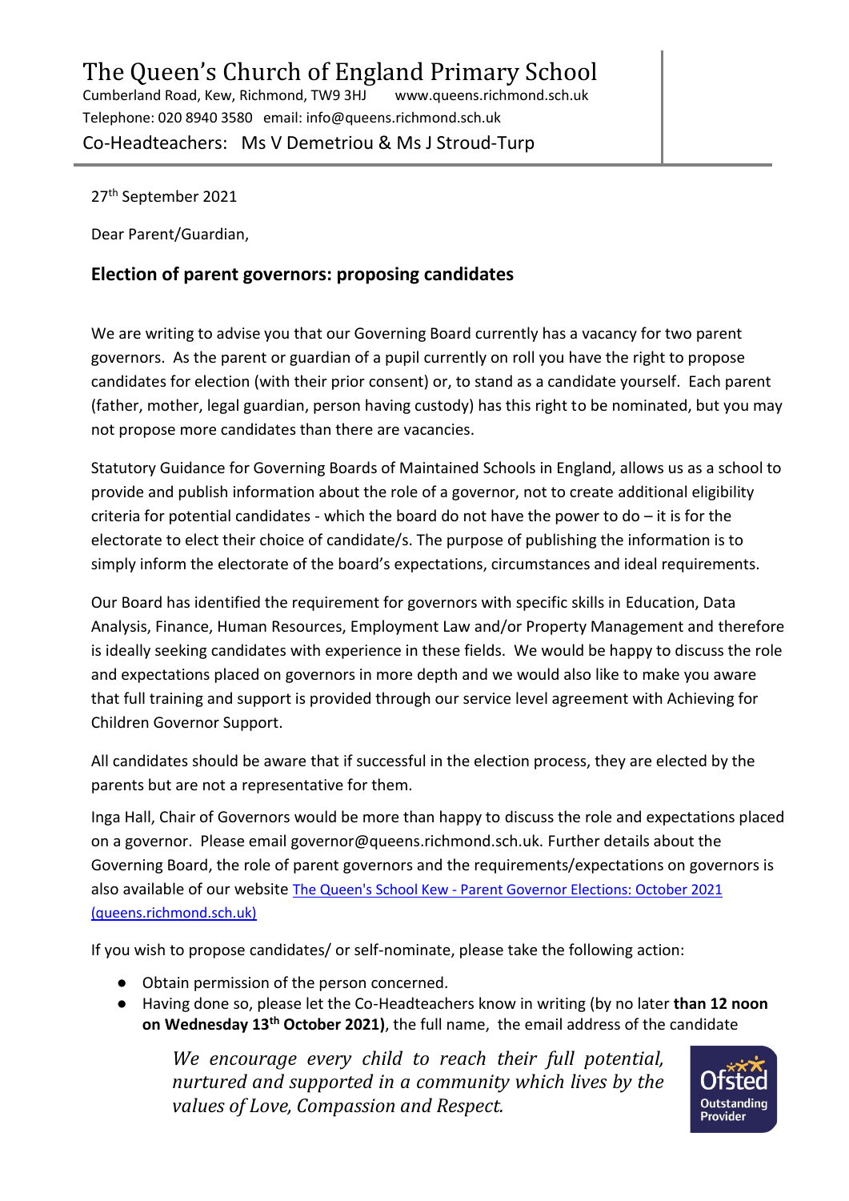# The Queen's Church of England Primary School

Cumberland Road, Kew, Richmond, TW9 3HJ www.queens.richmond.sch.uk
Telephone: 020 8940 3580 email: info@queens.richmond.sch.uk
Co-Headteachers: Ms V Demetriou & Ms J Stroud-Turp

27th September 2021

Dear Parent/Guardian,

## Election of parent governors: proposing candidates

We are writing to advise you that our Governing Board currently has a vacancy for two parent governors. As the parent or guardian of a pupil currently on roll you have the right to propose candidates for election (with their prior consent) or, to stand as a candidate yourself. Each parent (father, mother, legal guardian, person having custody) has this right to be nominated, but you may not propose more candidates than there are vacancies.

Statutory Guidance for Governing Boards of Maintained Schools in England, allows us as a school to provide and publish information about the role of a governor, not to create additional eligibility criteria for potential candidates - which the board do not have the power to do – it is for the electorate to elect their choice of candidate/s. The purpose of publishing the information is to simply inform the electorate of the board's expectations, circumstances and ideal requirements.

Our Board has identified the requirement for governors with specific skills in Education, Data Analysis, Finance, Human Resources, Employment Law and/or Property Management and therefore is ideally seeking candidates with experience in these fields. We would be happy to discuss the role and expectations placed on governors in more depth and we would also like to make you aware that full training and support is provided through our service level agreement with Achieving for Children Governor Support.

All candidates should be aware that if successful in the election process, they are elected by the parents but are not a representative for them.

Inga Hall, Chair of Governors would be more than happy to discuss the role and expectations placed on a governor. Please email governor@queens.richmond.sch.uk. Further details about the Governing Board, the role of parent governors and the requirements/expectations on governors is also available of our website The Queen's School Kew - Parent Governor Elections: October 2021 (queens.richmond.sch.uk)

If you wish to propose candidates/ or self-nominate, please take the following action:

- Obtain permission of the person concerned.
- Having done so, please let the Co-Headteachers know in writing (by no later **than 12 noon on Wednesday 13th October 2021)**, the full name, the email address of the candidate

*We encourage every child to reach their full potential, nurtured and supported in a community which lives by the values of Love, Compassion and Respect.*

Ofsted Outstanding Provider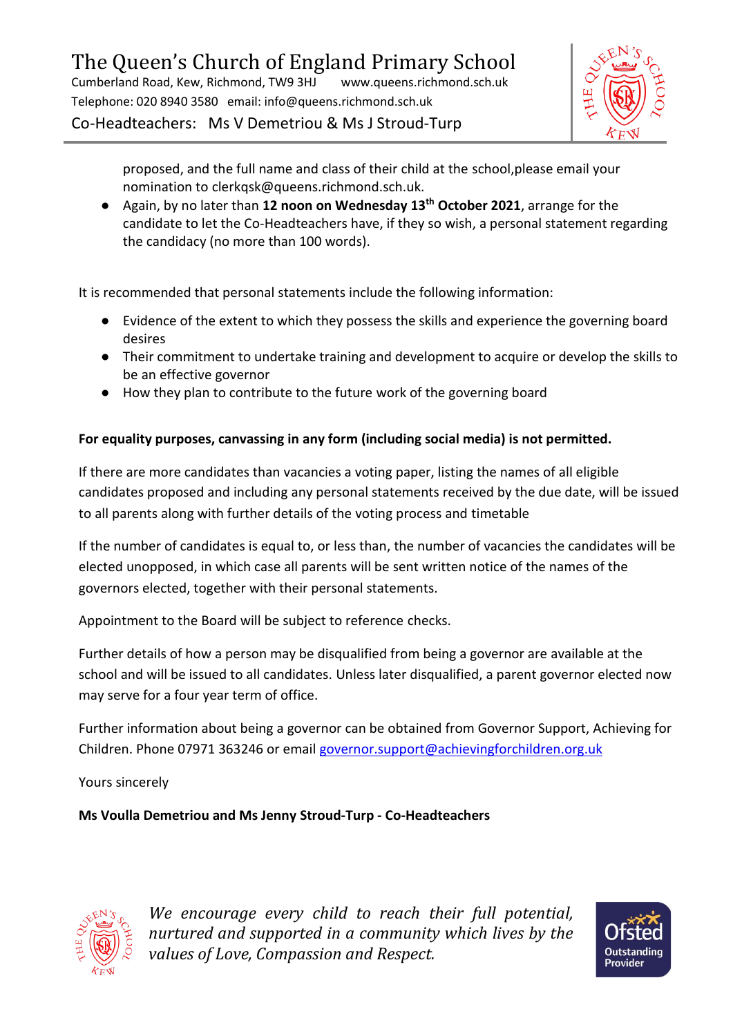proposed, and the full name and class of their child at the school,please email your nomination to clerkqsk@queens.richmond.sch.uk.

- Again, by no later than **12 noon on Wednesday 13th October 2021**, arrange for the candidate to let the Co-Headteachers have, if they so wish, a personal statement regarding the candidacy (no more than 100 words).

It is recommended that personal statements include the following information:

- Evidence of the extent to which they possess the skills and experience the governing board desires
- Their commitment to undertake training and development to acquire or develop the skills to be an effective governor
- How they plan to contribute to the future work of the governing board

**For equality purposes, canvassing in any form (including social media) is not permitted.**

If there are more candidates than vacancies a voting paper, listing the names of all eligible candidates proposed and including any personal statements received by the due date, will be issued to all parents along with further details of the voting process and timetable

If the number of candidates is equal to, or less than, the number of vacancies the candidates will be elected unopposed, in which case all parents will be sent written notice of the names of the governors elected, together with their personal statements.

Appointment to the Board will be subject to reference checks.

Further details of how a person may be disqualified from being a governor are available at the school and will be issued to all candidates. Unless later disqualified, a parent governor elected now may serve for a four year term of office.

Further information about being a governor can be obtained from Governor Support, Achieving for Children. Phone 07971 363246 or email governor.support@achievingforchildren.org.uk

Yours sincerely

**Ms Voulla Demetriou and Ms Jenny Stroud-Turp - Co-Headteachers**